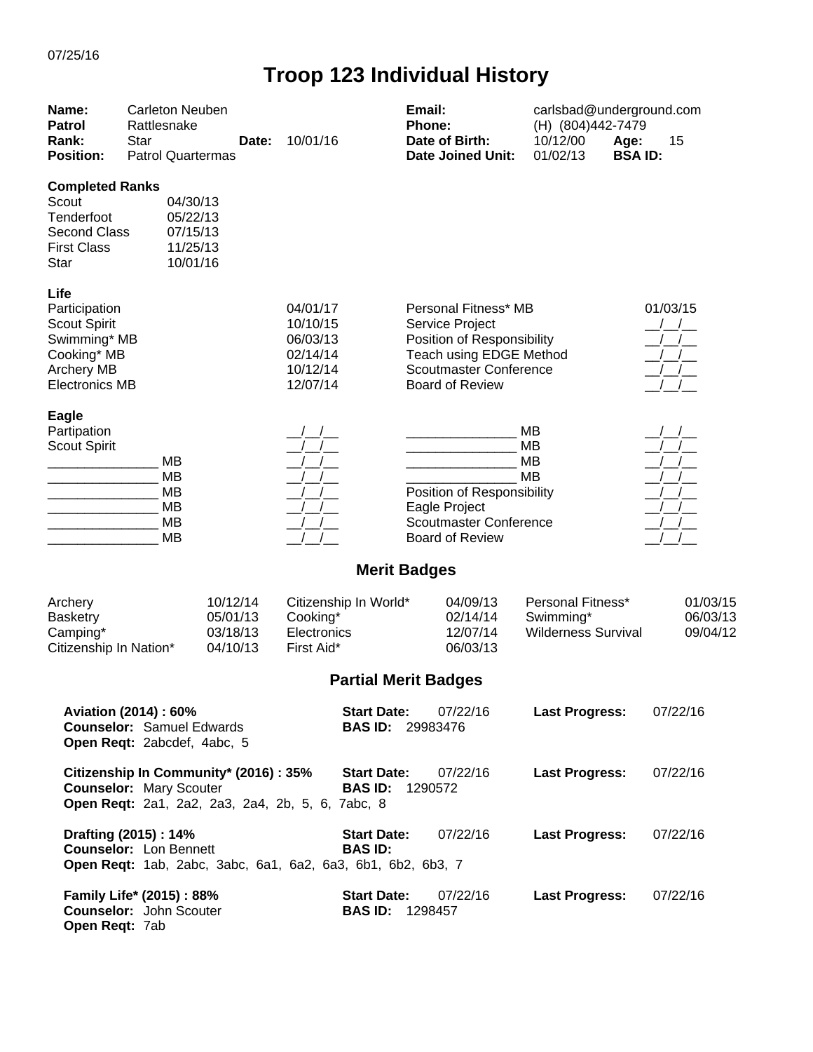07/25/16

# Troop 123 Individual History

| | | | | | | | |
|---|---|---|---|---|---|---|---|
| **Name:** | Carleton Neuben | | | **Email:** | carlsbad@underground.com | | |
| **Patrol** | Rattlesnake | | | **Phone:** | (H) (804)442-7479 | | |
| **Rank:** | Star | **Date:** | 10/01/16 | **Date of Birth:** | 10/12/00 | **Age:** | 15 |
| **Position:** | Patrol Quartermas | | | **Date Joined Unit:** | 01/02/13 | **BSA ID:** | |

**Completed Ranks**

| | |
|---|---|
| Scout | 04/30/13 |
| Tenderfoot | 05/22/13 |
| Second Class | 07/15/13 |
| First Class | 11/25/13 |
| Star | 10/01/16 |

**Life**

| | | | |
|---|---|---|---|
| Participation | 04/01/17 | Personal Fitness* MB | 01/03/15 |
| Scout Spirit | 10/10/15 | Service Project | __/__/__ |
| Swimming* MB | 06/03/13 | Position of Responsibility | __/__/__ |
| Cooking* MB | 02/14/14 | Teach using EDGE Method | __/__/__ |
| Archery MB | 10/12/14 | Scoutmaster Conference | __/__/__ |
| Electronics MB | 12/07/14 | Board of Review | __/__/__ |

**Eagle**

| | | | |
|---|---|---|---|
| Partipation | __/__/__ | _______________ MB | __/__/__ |
| Scout Spirit | __/__/__ | _______________ MB | __/__/__ |
| _______________ MB | __/__/__ | _______________ MB | __/__/__ |
| _______________ MB | __/__/__ | _______________ MB | __/__/__ |
| _______________ MB | __/__/__ | Position of Responsibility | __/__/__ |
| _______________ MB | __/__/__ | Eagle Project | __/__/__ |
| _______________ MB | __/__/__ | Scoutmaster Conference | __/__/__ |
| _______________ MB | __/__/__ | Board of Review | __/__/__ |

## Merit Badges

| | | | | | |
|---|---|---|---|---|---|
| Archery | 10/12/14 | Citizenship In World* | 04/09/13 | Personal Fitness* | 01/03/15 |
| Basketry | 05/01/13 | Cooking* | 02/14/14 | Swimming* | 06/03/13 |
| Camping* | 03/18/13 | Electronics | 12/07/14 | Wilderness Survival | 09/04/12 |
| Citizenship In Nation* | 04/10/13 | First Aid* | 06/03/13 | | |

## Partial Merit Badges

**Aviation (2014) : 60%** **Start Date:** 07/22/16 **Last Progress:** 07/22/16
**Counselor:** Samuel Edwards **BAS ID:** 29983476
**Open Reqt:** 2abcdef, 4abc, 5

**Citizenship In Community* (2016) : 35%** **Start Date:** 07/22/16 **Last Progress:** 07/22/16
**Counselor:** Mary Scouter **BAS ID:** 1290572
**Open Reqt:** 2a1, 2a2, 2a3, 2a4, 2b, 5, 6, 7abc, 8

**Drafting (2015) : 14%** **Start Date:** 07/22/16 **Last Progress:** 07/22/16
**Counselor:** Lon Bennett **BAS ID:**
**Open Reqt:** 1ab, 2abc, 3abc, 6a1, 6a2, 6a3, 6b1, 6b2, 6b3, 7

**Family Life* (2015) : 88%** **Start Date:** 07/22/16 **Last Progress:** 07/22/16
**Counselor:** John Scouter **BAS ID:** 1298457
**Open Reqt:** 7ab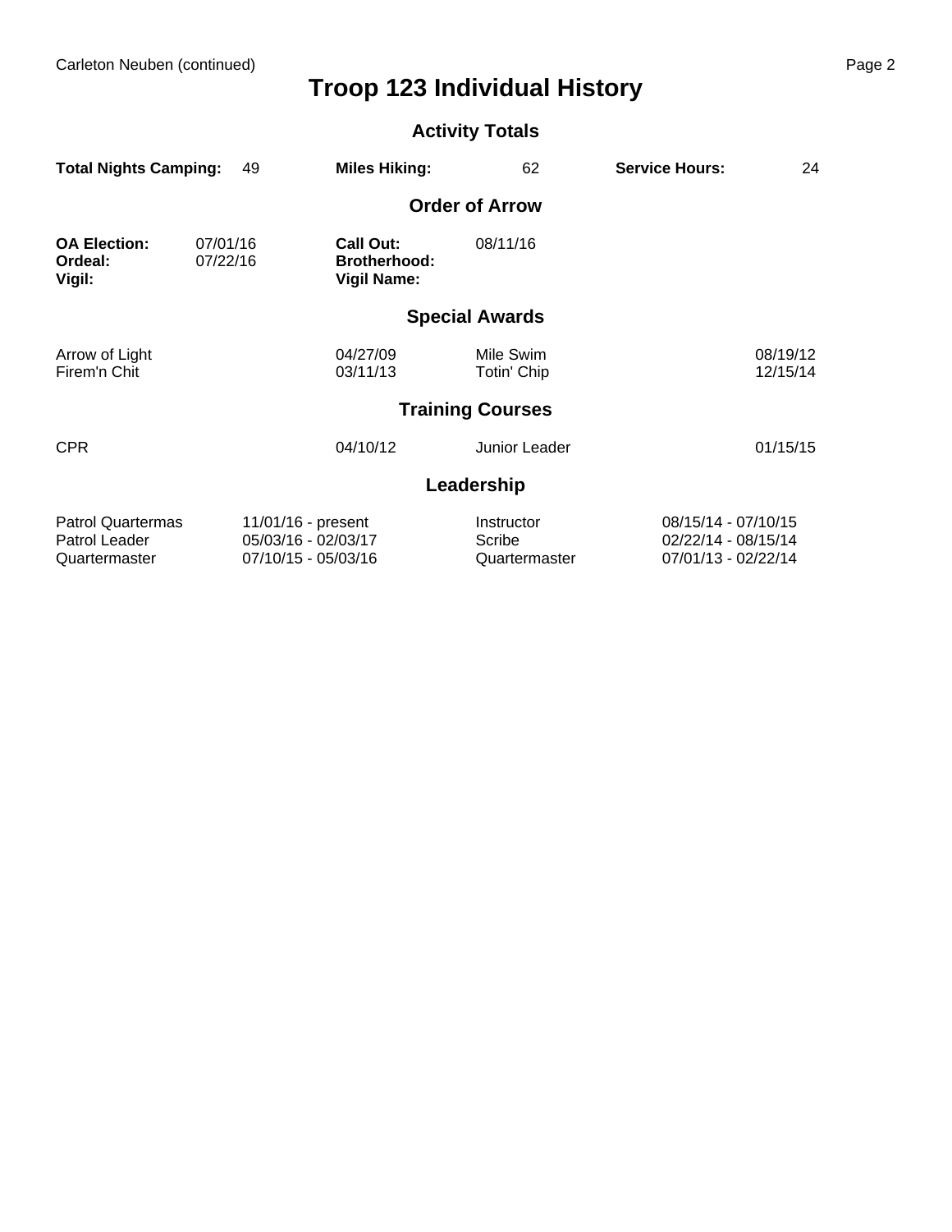# Troop 123 Individual History

## Activity Totals

| Total Nights Camping: | 49 | Miles Hiking: | 62 | Service Hours: | 24 |
|---|---|---|---|---|---|

## Order of Arrow

| | | | |
|---|---|---|---|
| **OA Election:** | 07/01/16 | **Call Out:** | 08/11/16 |
| **Ordeal:** | 07/22/16 | **Brotherhood:** | |
| **Vigil:** | | **Vigil Name:** | |

## Special Awards

| | | | |
|---|---|---|---|
| Arrow of Light | 04/27/09 | Mile Swim | 08/19/12 |
| Firem'n Chit | 03/11/13 | Totin' Chip | 12/15/14 |

## Training Courses

| | | | |
|---|---|---|---|
| CPR | 04/10/12 | Junior Leader | 01/15/15 |

## Leadership

| | | | |
|---|---|---|---|
| Patrol Quartermas | 11/01/16 - present | Instructor | 08/15/14 - 07/10/15 |
| Patrol Leader | 05/03/16 - 02/03/17 | Scribe | 02/22/14 - 08/15/14 |
| Quartermaster | 07/10/15 - 05/03/16 | Quartermaster | 07/01/13 - 02/22/14 |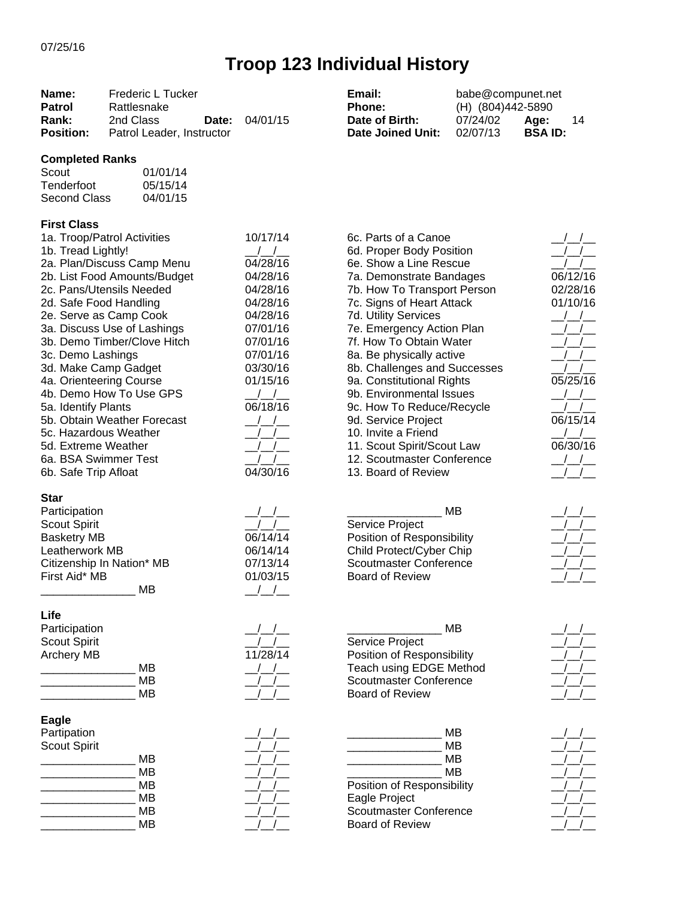07/25/16

# Troop 123 Individual History

| | | | | | | |
|---|---|---|---|---|---|---|
| **Name:** | Frederic L Tucker | | **Email:** | babe@compunet.net | | |
| **Patrol** | Rattlesnake | | **Phone:** | (H) (804)442-5890 | | |
| **Rank:** | 2nd Class | **Date:** 04/01/15 | **Date of Birth:** | 07/24/02 | **Age:** | 14 |
| **Position:** | Patrol Leader, Instructor | | **Date Joined Unit:** | 02/07/13 | **BSA ID:** | |

**Completed Ranks**

| | |
|---|---|
| Scout | 01/01/14 |
| Tenderfoot | 05/15/14 |
| Second Class | 04/01/15 |

**First Class**

| | | | |
|---|---|---|---|
| 1a. Troop/Patrol Activities | 10/17/14 | 6c. Parts of a Canoe | __/__/__ |
| 1b. Tread Lightly! | __/__/__ | 6d. Proper Body Position | __/__/__ |
| 2a. Plan/Discuss Camp Menu | 04/28/16 | 6e. Show a Line Rescue | __/__/__ |
| 2b. List Food Amounts/Budget | 04/28/16 | 7a. Demonstrate Bandages | 06/12/16 |
| 2c. Pans/Utensils Needed | 04/28/16 | 7b. How To Transport Person | 02/28/16 |
| 2d. Safe Food Handling | 04/28/16 | 7c. Signs of Heart Attack | 01/10/16 |
| 2e. Serve as Camp Cook | 04/28/16 | 7d. Utility Services | __/__/__ |
| 3a. Discuss Use of Lashings | 07/01/16 | 7e. Emergency Action Plan | __/__/__ |
| 3b. Demo Timber/Clove Hitch | 07/01/16 | 7f. How To Obtain Water | __/__/__ |
| 3c. Demo Lashings | 07/01/16 | 8a. Be physically active | __/__/__ |
| 3d. Make Camp Gadget | 03/30/16 | 8b. Challenges and Successes | __/__/__ |
| 4a. Orienteering Course | 01/15/16 | 9a. Constitutional Rights | 05/25/16 |
| 4b. Demo How To Use GPS | __/__/__ | 9b. Environmental Issues | __/__/__ |
| 5a. Identify Plants | 06/18/16 | 9c. How To Reduce/Recycle | __/__/__ |
| 5b. Obtain Weather Forecast | __/__/__ | 9d. Service Project | 06/15/14 |
| 5c. Hazardous Weather | __/__/__ | 10. Invite a Friend | __/__/__ |
| 5d. Extreme Weather | __/__/__ | 11. Scout Spirit/Scout Law | 06/30/16 |
| 6a. BSA Swimmer Test | __/__/__ | 12. Scoutmaster Conference | __/__/__ |
| 6b. Safe Trip Afloat | 04/30/16 | 13. Board of Review | __/__/__ |

**Star**

| | | | |
|---|---|---|---|
| Participation | __/__/__ | _______________ MB | __/__/__ |
| Scout Spirit | __/__/__ | Service Project | __/__/__ |
| Basketry MB | 06/14/14 | Position of Responsibility | __/__/__ |
| Leatherwork MB | 06/14/14 | Child Protect/Cyber Chip | __/__/__ |
| Citizenship In Nation* MB | 07/13/14 | Scoutmaster Conference | __/__/__ |
| First Aid* MB | 01/03/15 | Board of Review | __/__/__ |
| _______________ MB | __/__/__ | | |

**Life**

| | | | |
|---|---|---|---|
| Participation | __/__/__ | _______________ MB | __/__/__ |
| Scout Spirit | __/__/__ | Service Project | __/__/__ |
| Archery MB | 11/28/14 | Position of Responsibility | __/__/__ |
| _______________ MB | __/__/__ | Teach using EDGE Method | __/__/__ |
| _______________ MB | __/__/__ | Scoutmaster Conference | __/__/__ |
| _______________ MB | __/__/__ | Board of Review | __/__/__ |

**Eagle**

| | | | |
|---|---|---|---|
| Partipation | __/__/__ | _______________ MB | __/__/__ |
| Scout Spirit | __/__/__ | _______________ MB | __/__/__ |
| _______________ MB | __/__/__ | _______________ MB | __/__/__ |
| _______________ MB | __/__/__ | _______________ MB | __/__/__ |
| _______________ MB | __/__/__ | Position of Responsibility | __/__/__ |
| _______________ MB | __/__/__ | Eagle Project | __/__/__ |
| _______________ MB | __/__/__ | Scoutmaster Conference | __/__/__ |
| _______________ MB | __/__/__ | Board of Review | __/__/__ |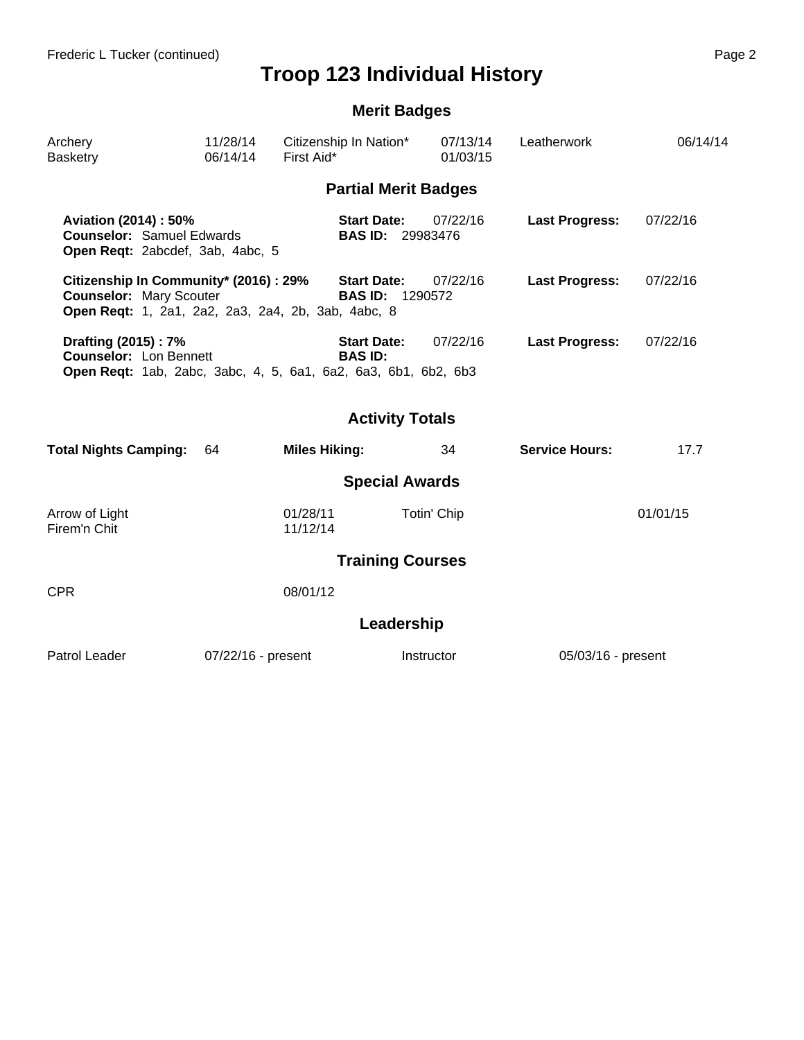# Troop 123 Individual History

## Merit Badges

| | | | | | |
|---|---|---|---|---|---|
| Archery | 11/28/14 | Citizenship In Nation* | 07/13/14 | Leatherwork | 06/14/14 |
| Basketry | 06/14/14 | First Aid* | 01/03/15 | | |

## Partial Merit Badges

**Aviation (2014) : 50%** — **Start Date:** 07/22/16 — **Last Progress:** 07/22/16
**Counselor:** Samuel Edwards — **BAS ID:** 29983476
**Open Reqt:** 2abcdef, 3ab, 4abc, 5

**Citizenship In Community* (2016) : 29%** — **Start Date:** 07/22/16 — **Last Progress:** 07/22/16
**Counselor:** Mary Scouter — **BAS ID:** 1290572
**Open Reqt:** 1, 2a1, 2a2, 2a3, 2a4, 2b, 3ab, 4abc, 8

**Drafting (2015) : 7%** — **Start Date:** 07/22/16 — **Last Progress:** 07/22/16
**Counselor:** Lon Bennett — **BAS ID:**
**Open Reqt:** 1ab, 2abc, 3abc, 4, 5, 6a1, 6a2, 6a3, 6b1, 6b2, 6b3

## Activity Totals

**Total Nights Camping:** 64 **Miles Hiking:** 34 **Service Hours:** 17.7

## Special Awards

| | | | |
|---|---|---|---|
| Arrow of Light | 01/28/11 | Totin' Chip | 01/01/15 |
| Firem'n Chit | 11/12/14 | | |

## Training Courses

| | |
|---|---|
| CPR | 08/01/12 |

## Leadership

| | | | |
|---|---|---|---|
| Patrol Leader | 07/22/16 - present | Instructor | 05/03/16 - present |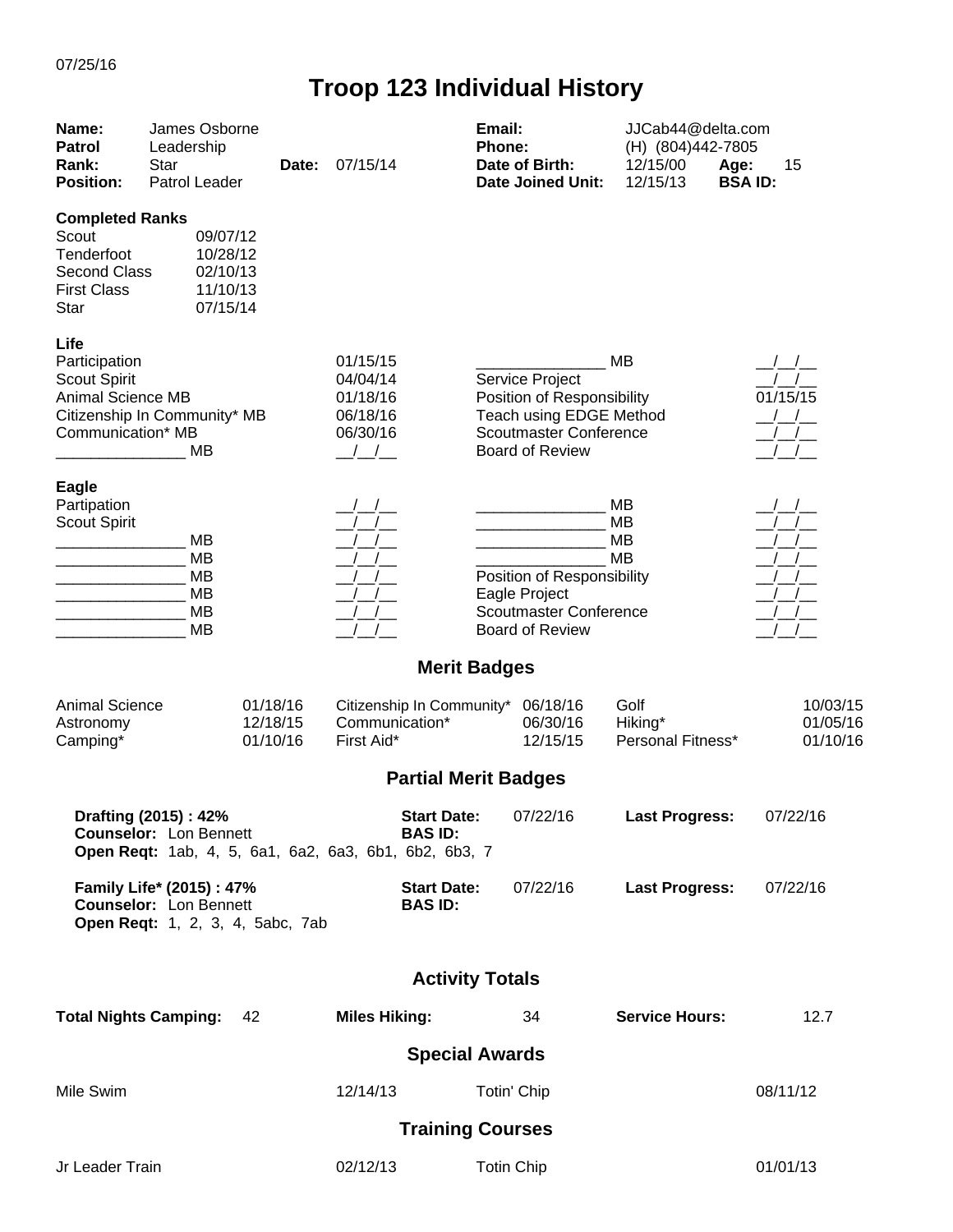07/25/16

# Troop 123 Individual History

| | | | | | | | |
|---|---|---|---|---|---|---|---|
| **Name:** | James Osborne | | | **Email:** | JJCab44@delta.com | | |
| **Patrol** | Leadership | | | **Phone:** | (H) (804)442-7805 | | |
| **Rank:** | Star | **Date:** | 07/15/14 | **Date of Birth:** | 12/15/00 | **Age:** | 15 |
| **Position:** | Patrol Leader | | | **Date Joined Unit:** | 12/15/13 | **BSA ID:** | |

**Completed Ranks**

| | |
|---|---|
| Scout | 09/07/12 |
| Tenderfoot | 10/28/12 |
| Second Class | 02/10/13 |
| First Class | 11/10/13 |
| Star | 07/15/14 |

**Life**

| | | | |
|---|---|---|---|
| Participation | 01/15/15 | _______________ MB | __/__/__ |
| Scout Spirit | 04/04/14 | Service Project | __/__/__ |
| Animal Science MB | 01/18/16 | Position of Responsibility | 01/15/15 |
| Citizenship In Community* MB | 06/18/16 | Teach using EDGE Method | __/__/__ |
| Communication* MB | 06/30/16 | Scoutmaster Conference | __/__/__ |
| _______________ MB | __/__/__ | Board of Review | __/__/__ |

**Eagle**

| | | | |
|---|---|---|---|
| Partipation | __/__/__ | _______________ MB | __/__/__ |
| Scout Spirit | __/__/__ | _______________ MB | __/__/__ |
| _______________ MB | __/__/__ | _______________ MB | __/__/__ |
| _______________ MB | __/__/__ | _______________ MB | __/__/__ |
| _______________ MB | __/__/__ | Position of Responsibility | __/__/__ |
| _______________ MB | __/__/__ | Eagle Project | __/__/__ |
| _______________ MB | __/__/__ | Scoutmaster Conference | __/__/__ |
| _______________ MB | __/__/__ | Board of Review | __/__/__ |

## Merit Badges

| | | | | | |
|---|---|---|---|---|---|
| Animal Science | 01/18/16 | Citizenship In Community* | 06/18/16 | Golf | 10/03/15 |
| Astronomy | 12/18/15 | Communication* | 06/30/16 | Hiking* | 01/05/16 |
| Camping* | 01/10/16 | First Aid* | 12/15/15 | Personal Fitness* | 01/10/16 |

## Partial Merit Badges

**Drafting (2015) : 42%** — **Start Date:** 07/22/16 — **Last Progress:** 07/22/16
**Counselor:** Lon Bennett — **BAS ID:**
**Open Reqt:** 1ab, 4, 5, 6a1, 6a2, 6a3, 6b1, 6b2, 6b3, 7

**Family Life* (2015) : 47%** — **Start Date:** 07/22/16 — **Last Progress:** 07/22/16
**Counselor:** Lon Bennett — **BAS ID:**
**Open Reqt:** 1, 2, 3, 4, 5abc, 7ab

## Activity Totals

| | | | | | |
|---|---|---|---|---|---|
| **Total Nights Camping:** | 42 | **Miles Hiking:** | 34 | **Service Hours:** | 12.7 |

## Special Awards

| | | | |
|---|---|---|---|
| Mile Swim | 12/14/13 | Totin' Chip | 08/11/12 |

## Training Courses

| | | | |
|---|---|---|---|
| Jr Leader Train | 02/12/13 | Totin Chip | 01/01/13 |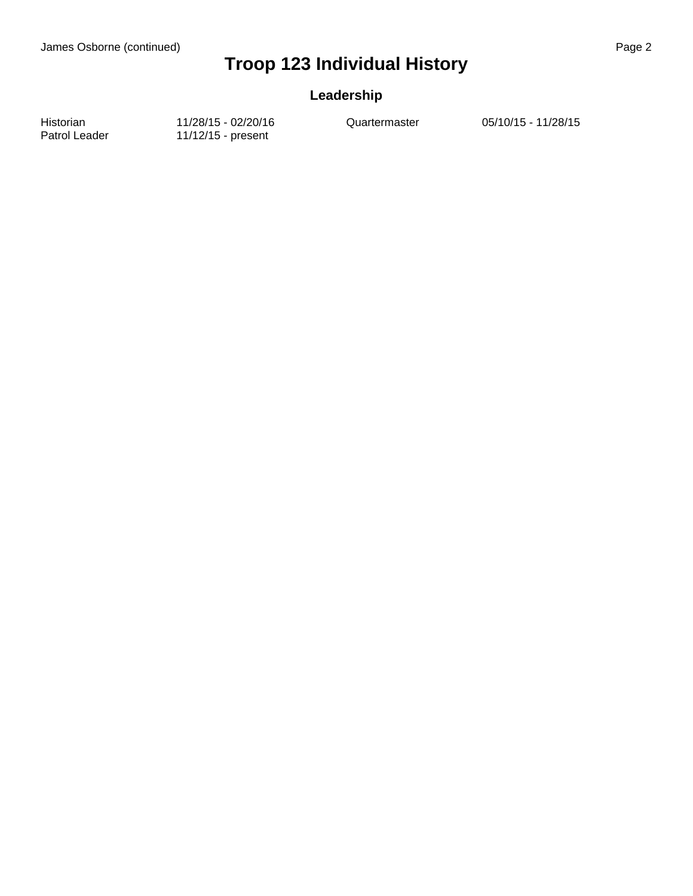# Troop 123 Individual History

## Leadership

| | | | |
|---|---|---|---|
| Historian | 11/28/15 - 02/20/16 | Quartermaster | 05/10/15 - 11/28/15 |
| Patrol Leader | 11/12/15 - present | | |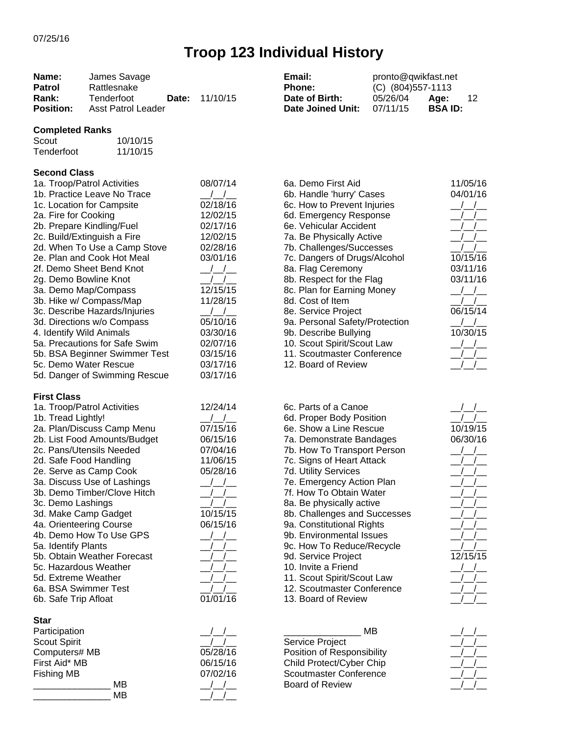07/25/16

# Troop 123 Individual History

| | | | | | | | |
|---|---|---|---|---|---|---|---|
| **Name:** | James Savage | | | **Email:** | pronto@qwikfast.net | | |
| **Patrol** | Rattlesnake | | | **Phone:** | (C) (804)557-1113 | | |
| **Rank:** | Tenderfoot | **Date:** | 11/10/15 | **Date of Birth:** | 05/26/04 | **Age:** | 12 |
| **Position:** | Asst Patrol Leader | | | **Date Joined Unit:** | 07/11/15 | **BSA ID:** | |

**Completed Ranks**

| | |
|---|---|
| Scout | 10/10/15 |
| Tenderfoot | 11/10/15 |

**Second Class**

| | | | |
|---|---|---|---|
| 1a. Troop/Patrol Activities | 08/07/14 | 6a. Demo First Aid | 11/05/16 |
| 1b. Practice Leave No Trace | __/__/__ | 6b. Handle 'hurry' Cases | 04/01/16 |
| 1c. Location for Campsite | 02/18/16 | 6c. How to Prevent Injuries | __/__/__ |
| 2a. Fire for Cooking | 12/02/15 | 6d. Emergency Response | __/__/__ |
| 2b. Prepare Kindling/Fuel | 02/17/16 | 6e. Vehicular Accident | __/__/__ |
| 2c. Build/Extinguish a Fire | 12/02/15 | 7a. Be Physically Active | __/__/__ |
| 2d. When To Use a Camp Stove | 02/28/16 | 7b. Challenges/Successes | __/__/__ |
| 2e. Plan and Cook Hot Meal | 03/01/16 | 7c. Dangers of Drugs/Alcohol | 10/15/16 |
| 2f. Demo Sheet Bend Knot | __/__/__ | 8a. Flag Ceremony | 03/11/16 |
| 2g. Demo Bowline Knot | __/__/__ | 8b. Respect for the Flag | 03/11/16 |
| 3a. Demo Map/Compass | 12/15/15 | 8c. Plan for Earning Money | __/__/__ |
| 3b. Hike w/ Compass/Map | 11/28/15 | 8d. Cost of Item | __/__/__ |
| 3c. Describe Hazards/Injuries | __/__/__ | 8e. Service Project | 06/15/14 |
| 3d. Directions w/o Compass | 05/10/16 | 9a. Personal Safety/Protection | __/__/__ |
| 4. Identify Wild Animals | 03/30/16 | 9b. Describe Bullying | 10/30/15 |
| 5a. Precautions for Safe Swim | 02/07/16 | 10. Scout Spirit/Scout Law | __/__/__ |
| 5b. BSA Beginner Swimmer Test | 03/15/16 | 11. Scoutmaster Conference | __/__/__ |
| 5c. Demo Water Rescue | 03/17/16 | 12. Board of Review | __/__/__ |
| 5d. Danger of Swimming Rescue | 03/17/16 | | |

**First Class**

| | | | |
|---|---|---|---|
| 1a. Troop/Patrol Activities | 12/24/14 | 6c. Parts of a Canoe | __/__/__ |
| 1b. Tread Lightly! | __/__/__ | 6d. Proper Body Position | __/__/__ |
| 2a. Plan/Discuss Camp Menu | 07/15/16 | 6e. Show a Line Rescue | 10/19/15 |
| 2b. List Food Amounts/Budget | 06/15/16 | 7a. Demonstrate Bandages | 06/30/16 |
| 2c. Pans/Utensils Needed | 07/04/16 | 7b. How To Transport Person | __/__/__ |
| 2d. Safe Food Handling | 11/06/15 | 7c. Signs of Heart Attack | __/__/__ |
| 2e. Serve as Camp Cook | 05/28/16 | 7d. Utility Services | __/__/__ |
| 3a. Discuss Use of Lashings | __/__/__ | 7e. Emergency Action Plan | __/__/__ |
| 3b. Demo Timber/Clove Hitch | __/__/__ | 7f. How To Obtain Water | __/__/__ |
| 3c. Demo Lashings | __/__/__ | 8a. Be physically active | __/__/__ |
| 3d. Make Camp Gadget | 10/15/15 | 8b. Challenges and Successes | __/__/__ |
| 4a. Orienteering Course | 06/15/16 | 9a. Constitutional Rights | __/__/__ |
| 4b. Demo How To Use GPS | __/__/__ | 9b. Environmental Issues | __/__/__ |
| 5a. Identify Plants | __/__/__ | 9c. How To Reduce/Recycle | __/__/__ |
| 5b. Obtain Weather Forecast | __/__/__ | 9d. Service Project | 12/15/15 |
| 5c. Hazardous Weather | __/__/__ | 10. Invite a Friend | __/__/__ |
| 5d. Extreme Weather | __/__/__ | 11. Scout Spirit/Scout Law | __/__/__ |
| 6a. BSA Swimmer Test | __/__/__ | 12. Scoutmaster Conference | __/__/__ |
| 6b. Safe Trip Afloat | 01/01/16 | 13. Board of Review | __/__/__ |

**Star**

| | | | |
|---|---|---|---|
| Participation | __/__/__ | _______________ MB | __/__/__ |
| Scout Spirit | __/__/__ | Service Project | __/__/__ |
| Computers# MB | 05/28/16 | Position of Responsibility | __/__/__ |
| First Aid* MB | 06/15/16 | Child Protect/Cyber Chip | __/__/__ |
| Fishing MB | 07/02/16 | Scoutmaster Conference | __/__/__ |
| _______________ MB | __/__/__ | Board of Review | __/__/__ |
| _______________ MB | __/__/__ | | |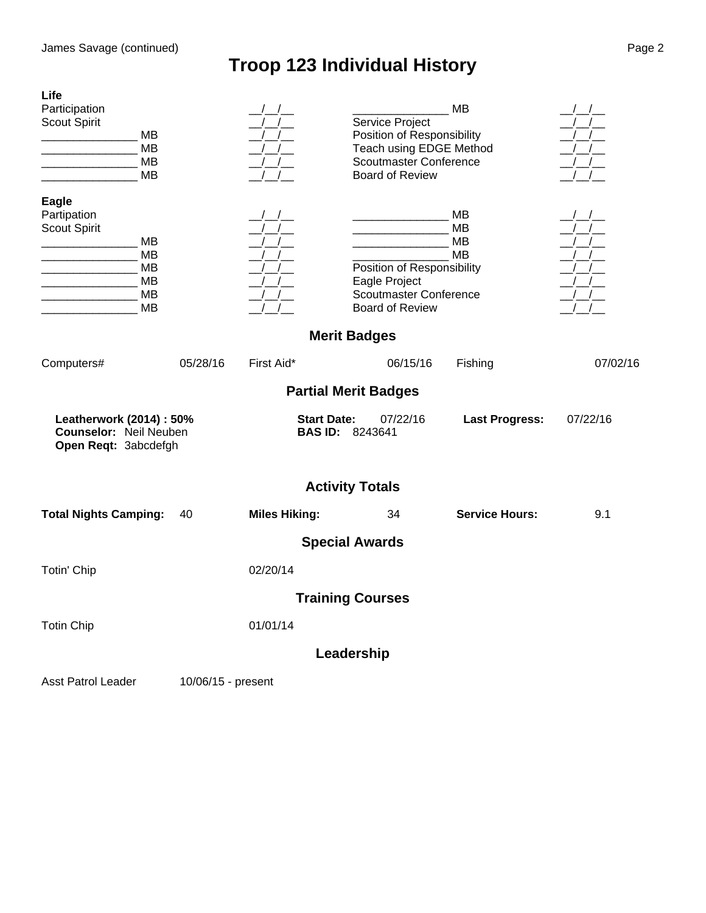# Troop 123 Individual History

**Life**

| | | | |
|---|---|---|---|
| Participation | __/__/__ | _______________ MB | __/__/__ |
| Scout Spirit | __/__/__ | Service Project | __/__/__ |
| _______________ MB | __/__/__ | Position of Responsibility | __/__/__ |
| _______________ MB | __/__/__ | Teach using EDGE Method | __/__/__ |
| _______________ MB | __/__/__ | Scoutmaster Conference | __/__/__ |
| _______________ MB | __/__/__ | Board of Review | __/__/__ |

**Eagle**

| | | | |
|---|---|---|---|
| Partipation | __/__/__ | _______________ MB | __/__/__ |
| Scout Spirit | __/__/__ | _______________ MB | __/__/__ |
| _______________ MB | __/__/__ | _______________ MB | __/__/__ |
| _______________ MB | __/__/__ | _______________ MB | __/__/__ |
| _______________ MB | __/__/__ | Position of Responsibility | __/__/__ |
| _______________ MB | __/__/__ | Eagle Project | __/__/__ |
| _______________ MB | __/__/__ | Scoutmaster Conference | __/__/__ |
| _______________ MB | __/__/__ | Board of Review | __/__/__ |

## Merit Badges

| | | | | | |
|---|---|---|---|---|---|
| Computers# | 05/28/16 | First Aid* | 06/15/16 | Fishing | 07/02/16 |

## Partial Merit Badges

**Leatherwork (2014) : 50%** **Start Date:** 07/22/16 **Last Progress:** 07/22/16
**Counselor:** Neil Neuben **BAS ID:** 8243641
**Open Reqt:** 3abcdefgh

## Activity Totals

| | | | | | |
|---|---|---|---|---|---|
| **Total Nights Camping:** | 40 | **Miles Hiking:** | 34 | **Service Hours:** | 9.1 |

## Special Awards

Totin' Chip 02/20/14

## Training Courses

Totin Chip 01/01/14

## Leadership

Asst Patrol Leader 10/06/15 - present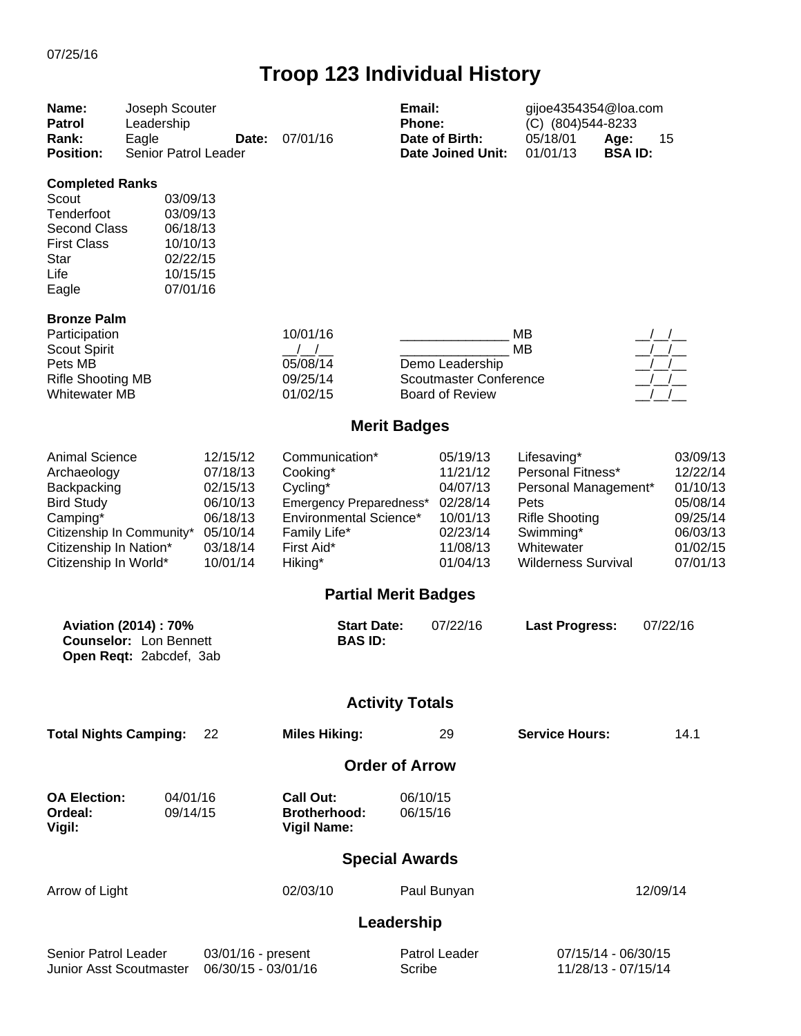07/25/16

# Troop 123 Individual History

| | | | | | | | |
|---|---|---|---|---|---|---|---|
| **Name:** | Joseph Scouter | | | **Email:** | gijoe4354354@loa.com | | |
| **Patrol** | Leadership | | | **Phone:** | (C) (804)544-8233 | | |
| **Rank:** | Eagle | **Date:** | 07/01/16 | **Date of Birth:** | 05/18/01 | **Age:** | 15 |
| **Position:** | Senior Patrol Leader | | | **Date Joined Unit:** | 01/01/13 | **BSA ID:** | |

**Completed Ranks**

| | |
|---|---|
| Scout | 03/09/13 |
| Tenderfoot | 03/09/13 |
| Second Class | 06/18/13 |
| First Class | 10/10/13 |
| Star | 02/22/15 |
| Life | 10/15/15 |
| Eagle | 07/01/16 |

**Bronze Palm**

| | | | |
|---|---|---|---|
| Participation | 10/01/16 | _______________ MB | __/__/__ |
| Scout Spirit | __/__/__ | _______________ MB | __/__/__ |
| Pets MB | 05/08/14 | Demo Leadership | __/__/__ |
| Rifle Shooting MB | 09/25/14 | Scoutmaster Conference | __/__/__ |
| Whitewater MB | 01/02/15 | Board of Review | __/__/__ |

## Merit Badges

| | | | | | |
|---|---|---|---|---|---|
| Animal Science | 12/15/12 | Communication* | 05/19/13 | Lifesaving* | 03/09/13 |
| Archaeology | 07/18/13 | Cooking* | 11/21/12 | Personal Fitness* | 12/22/14 |
| Backpacking | 02/15/13 | Cycling* | 04/07/13 | Personal Management* | 01/10/13 |
| Bird Study | 06/10/13 | Emergency Preparedness* | 02/28/14 | Pets | 05/08/14 |
| Camping* | 06/18/13 | Environmental Science* | 10/01/13 | Rifle Shooting | 09/25/14 |
| Citizenship In Community* | 05/10/14 | Family Life* | 02/23/14 | Swimming* | 06/03/13 |
| Citizenship In Nation* | 03/18/14 | First Aid* | 11/08/13 | Whitewater | 01/02/15 |
| Citizenship In World* | 10/01/14 | Hiking* | 01/04/13 | Wilderness Survival | 07/01/13 |

## Partial Merit Badges

| | | | | |
|---|---|---|---|---|
| **Aviation (2014) : 70%** | **Start Date:** | 07/22/16 | **Last Progress:** | 07/22/16 |
| **Counselor:** Lon Bennett | **BAS ID:** | | | |
| **Open Reqt:** 2abcdef, 3ab | | | | |

## Activity Totals

| | | | | | |
|---|---|---|---|---|---|
| **Total Nights Camping:** | 22 | **Miles Hiking:** | 29 | **Service Hours:** | 14.1 |

## Order of Arrow

| | | | |
|---|---|---|---|
| **OA Election:** | 04/01/16 | **Call Out:** | 06/10/15 |
| **Ordeal:** | 09/14/15 | **Brotherhood:** | 06/15/16 |
| **Vigil:** | | **Vigil Name:** | |

## Special Awards

| | | | |
|---|---|---|---|
| Arrow of Light | 02/03/10 | Paul Bunyan | 12/09/14 |

## Leadership

| | | | |
|---|---|---|---|
| Senior Patrol Leader | 03/01/16 - present | Patrol Leader | 07/15/14 - 06/30/15 |
| Junior Asst Scoutmaster | 06/30/15 - 03/01/16 | Scribe | 11/28/13 - 07/15/14 |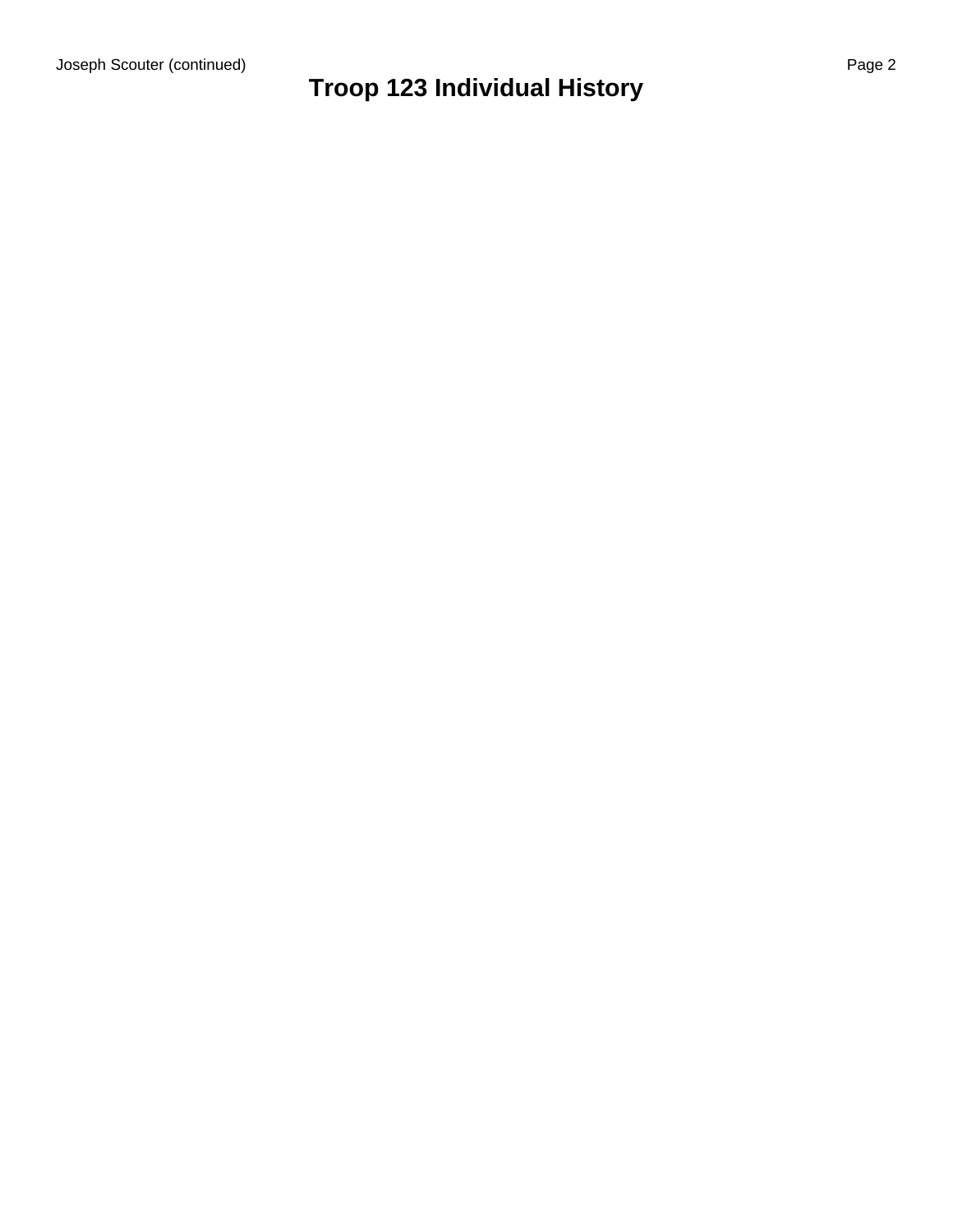# Troop 123 Individual History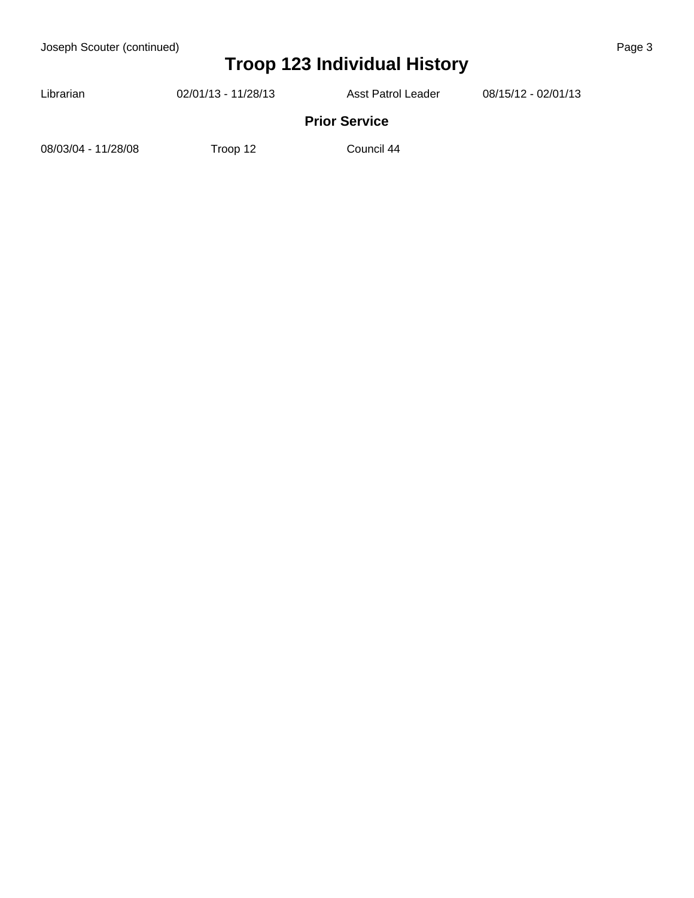# Troop 123 Individual History

| | | | |
|---|---|---|---|
| Librarian | 02/01/13 - 11/28/13 | Asst Patrol Leader | 08/15/12 - 02/01/13 |

## Prior Service

| | | |
|---|---|---|
| 08/03/04 - 11/28/08 | Troop 12 | Council 44 |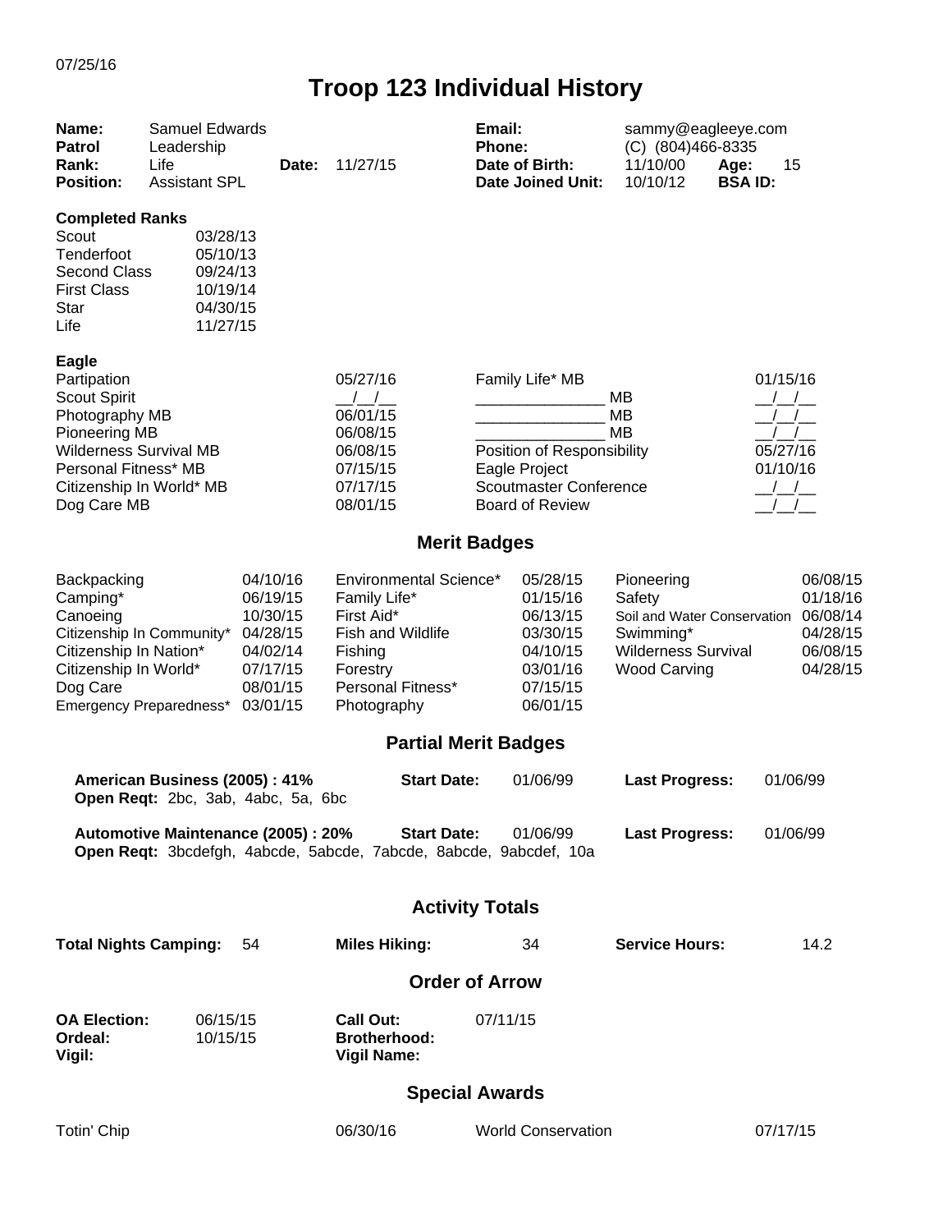07/25/16

# Troop 123 Individual History

| | | | | | | | |
|---|---|---|---|---|---|---|---|
| **Name:** | Samuel Edwards | | | **Email:** | sammy@eagleeye.com | | |
| **Patrol** | Leadership | | | **Phone:** | (C) (804)466-8335 | | |
| **Rank:** | Life | **Date:** | 11/27/15 | **Date of Birth:** | 11/10/00 | **Age:** | 15 |
| **Position:** | Assistant SPL | | | **Date Joined Unit:** | 10/10/12 | **BSA ID:** | |

**Completed Ranks**

| | |
|---|---|
| Scout | 03/28/13 |
| Tenderfoot | 05/10/13 |
| Second Class | 09/24/13 |
| First Class | 10/19/14 |
| Star | 04/30/15 |
| Life | 11/27/15 |

**Eagle**

| | | | |
|---|---|---|---|
| Partipation | 05/27/16 | Family Life* MB | 01/15/16 |
| Scout Spirit | __/__/__ | _______________ MB | __/__/__ |
| Photography MB | 06/01/15 | _______________ MB | __/__/__ |
| Pioneering MB | 06/08/15 | _______________ MB | __/__/__ |
| Wilderness Survival MB | 06/08/15 | Position of Responsibility | 05/27/16 |
| Personal Fitness* MB | 07/15/15 | Eagle Project | 01/10/16 |
| Citizenship In World* MB | 07/17/15 | Scoutmaster Conference | __/__/__ |
| Dog Care MB | 08/01/15 | Board of Review | __/__/__ |

## Merit Badges

| | | | | | |
|---|---|---|---|---|---|
| Backpacking | 04/10/16 | Environmental Science* | 05/28/15 | Pioneering | 06/08/15 |
| Camping* | 06/19/15 | Family Life* | 01/15/16 | Safety | 01/18/16 |
| Canoeing | 10/30/15 | First Aid* | 06/13/15 | Soil and Water Conservation | 06/08/14 |
| Citizenship In Community* | 04/28/15 | Fish and Wildlife | 03/30/15 | Swimming* | 04/28/15 |
| Citizenship In Nation* | 04/02/14 | Fishing | 04/10/15 | Wilderness Survival | 06/08/15 |
| Citizenship In World* | 07/17/15 | Forestry | 03/01/16 | Wood Carving | 04/28/15 |
| Dog Care | 08/01/15 | Personal Fitness* | 07/15/15 | | |
| Emergency Preparedness* | 03/01/15 | Photography | 06/01/15 | | |

## Partial Merit Badges

**American Business (2005) : 41%** **Start Date:** 01/06/99 **Last Progress:** 01/06/99
**Open Reqt:** 2bc, 3ab, 4abc, 5a, 6bc

**Automotive Maintenance (2005) : 20%** **Start Date:** 01/06/99 **Last Progress:** 01/06/99
**Open Reqt:** 3bcdefgh, 4abcde, 5abcde, 7abcde, 8abcde, 9abcdef, 10a

## Activity Totals

| | | | | | |
|---|---|---|---|---|---|
| **Total Nights Camping:** | 54 | **Miles Hiking:** | 34 | **Service Hours:** | 14.2 |

## Order of Arrow

| | | | |
|---|---|---|---|
| **OA Election:** | 06/15/15 | **Call Out:** | 07/11/15 |
| **Ordeal:** | 10/15/15 | **Brotherhood:** | |
| **Vigil:** | | **Vigil Name:** | |

## Special Awards

| | | | |
|---|---|---|---|
| Totin' Chip | 06/30/16 | World Conservation | 07/17/15 |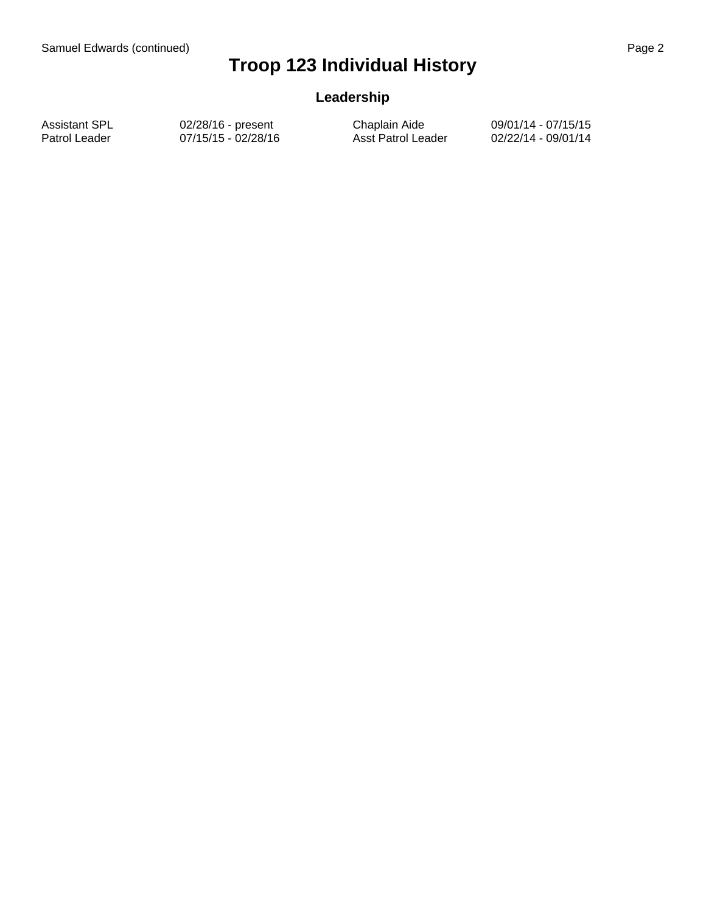# Troop 123 Individual History

## Leadership

| | | | |
|---|---|---|---|
| Assistant SPL | 02/28/16 - present | Chaplain Aide | 09/01/14 - 07/15/15 |
| Patrol Leader | 07/15/15 - 02/28/16 | Asst Patrol Leader | 02/22/14 - 09/01/14 |